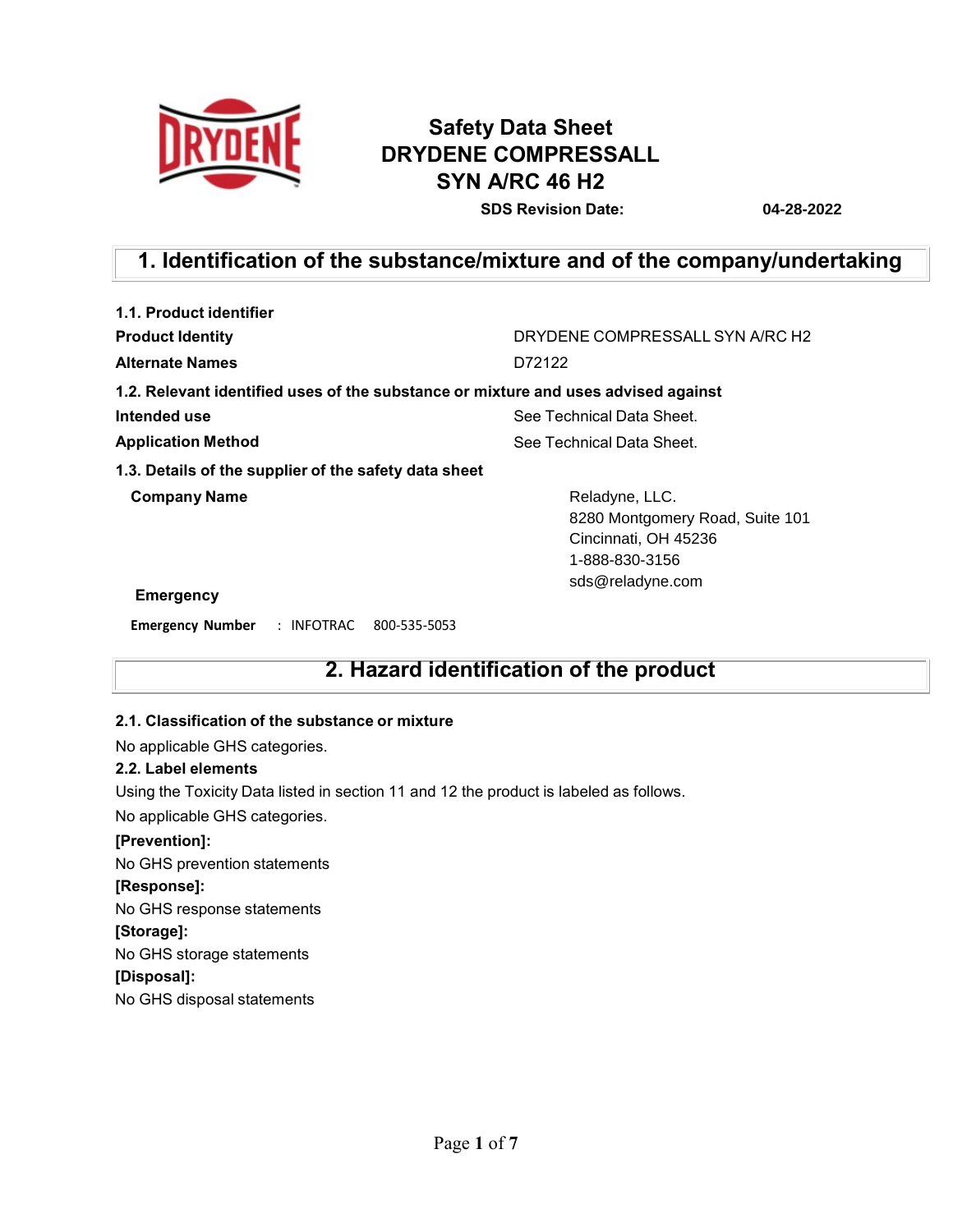# Safety Data Sheet
# DRYDENE COMPRESSALL SYN A/RC 46 H2

**SDS Revision Date:** **04-28-2022**

## 1. Identification of the substance/mixture and of the company/undertaking

### 1.1. Product identifier

| | |
|---|---|
| **Product Identity** | DRYDENE COMPRESSALL SYN A/RC H2 |
| **Alternate Names** | D72122 |

### 1.2. Relevant identified uses of the substance or mixture and uses advised against

| | |
|---|---|
| **Intended use** | See Technical Data Sheet. |
| **Application Method** | See Technical Data Sheet. |

### 1.3. Details of the supplier of the safety data sheet

**Company Name**

Reladyne, LLC.
8280 Montgomery Road, Suite 101
Cincinnati, OH 45236
1-888-830-3156
sds@reladyne.com

**Emergency**

**Emergency Number** : INFOTRAC 800-535-5053

## 2. Hazard identification of the product

### 2.1. Classification of the substance or mixture

No applicable GHS categories.

### 2.2. Label elements

Using the Toxicity Data listed in section 11 and 12 the product is labeled as follows.

No applicable GHS categories.

**[Prevention]:**

No GHS prevention statements

**[Response]:**

No GHS response statements

**[Storage]:**

No GHS storage statements

**[Disposal]:**

No GHS disposal statements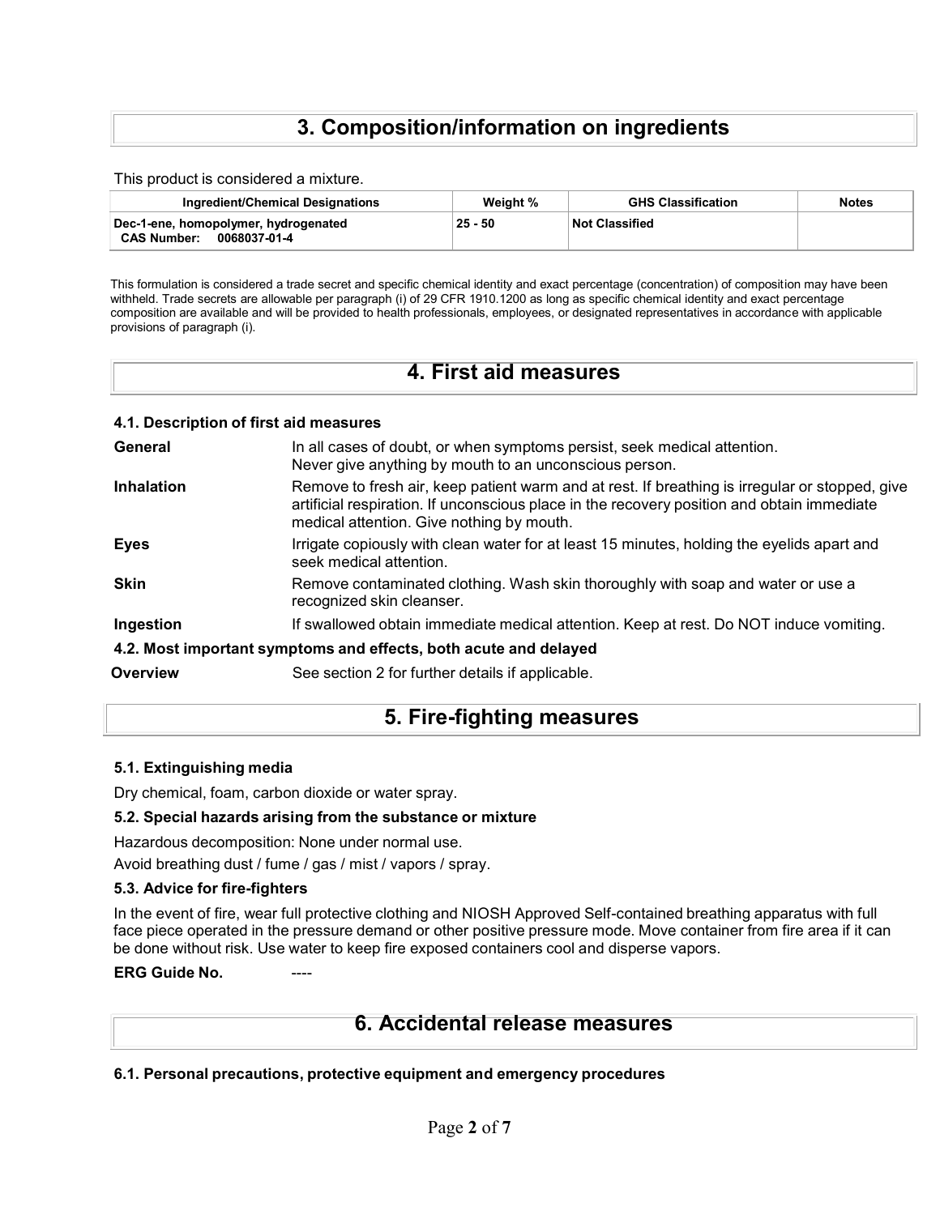# 3. Composition/information on ingredients

This product is considered a mixture.

| Ingredient/Chemical Designations | Weight % | GHS Classification | Notes |
|---|---|---|---|
| **Dec-1-ene, homopolymer, hydrogenated**<br>**CAS Number: 0068037-01-4** | **25 - 50** | **Not Classified** | |

This formulation is considered a trade secret and specific chemical identity and exact percentage (concentration) of composition may have been withheld. Trade secrets are allowable per paragraph (i) of 29 CFR 1910.1200 as long as specific chemical identity and exact percentage composition are available and will be provided to health professionals, employees, or designated representatives in accordance with applicable provisions of paragraph (i).

# 4. First aid measures

### 4.1. Description of first aid measures

**General** In all cases of doubt, or when symptoms persist, seek medical attention. Never give anything by mouth to an unconscious person.

**Inhalation** Remove to fresh air, keep patient warm and at rest. If breathing is irregular or stopped, give artificial respiration. If unconscious place in the recovery position and obtain immediate medical attention. Give nothing by mouth.

**Eyes** Irrigate copiously with clean water for at least 15 minutes, holding the eyelids apart and seek medical attention.

**Skin** Remove contaminated clothing. Wash skin thoroughly with soap and water or use a recognized skin cleanser.

**Ingestion** If swallowed obtain immediate medical attention. Keep at rest. Do NOT induce vomiting.

### 4.2. Most important symptoms and effects, both acute and delayed

**Overview** See section 2 for further details if applicable.

# 5. Fire-fighting measures

### 5.1. Extinguishing media

Dry chemical, foam, carbon dioxide or water spray.

### 5.2. Special hazards arising from the substance or mixture

Hazardous decomposition: None under normal use.

Avoid breathing dust / fume / gas / mist / vapors / spray.

### 5.3. Advice for fire-fighters

In the event of fire, wear full protective clothing and NIOSH Approved Self-contained breathing apparatus with full face piece operated in the pressure demand or other positive pressure mode. Move container from fire area if it can be done without risk. Use water to keep fire exposed containers cool and disperse vapors.

**ERG Guide No.** ----

# 6. Accidental release measures

### 6.1. Personal precautions, protective equipment and emergency procedures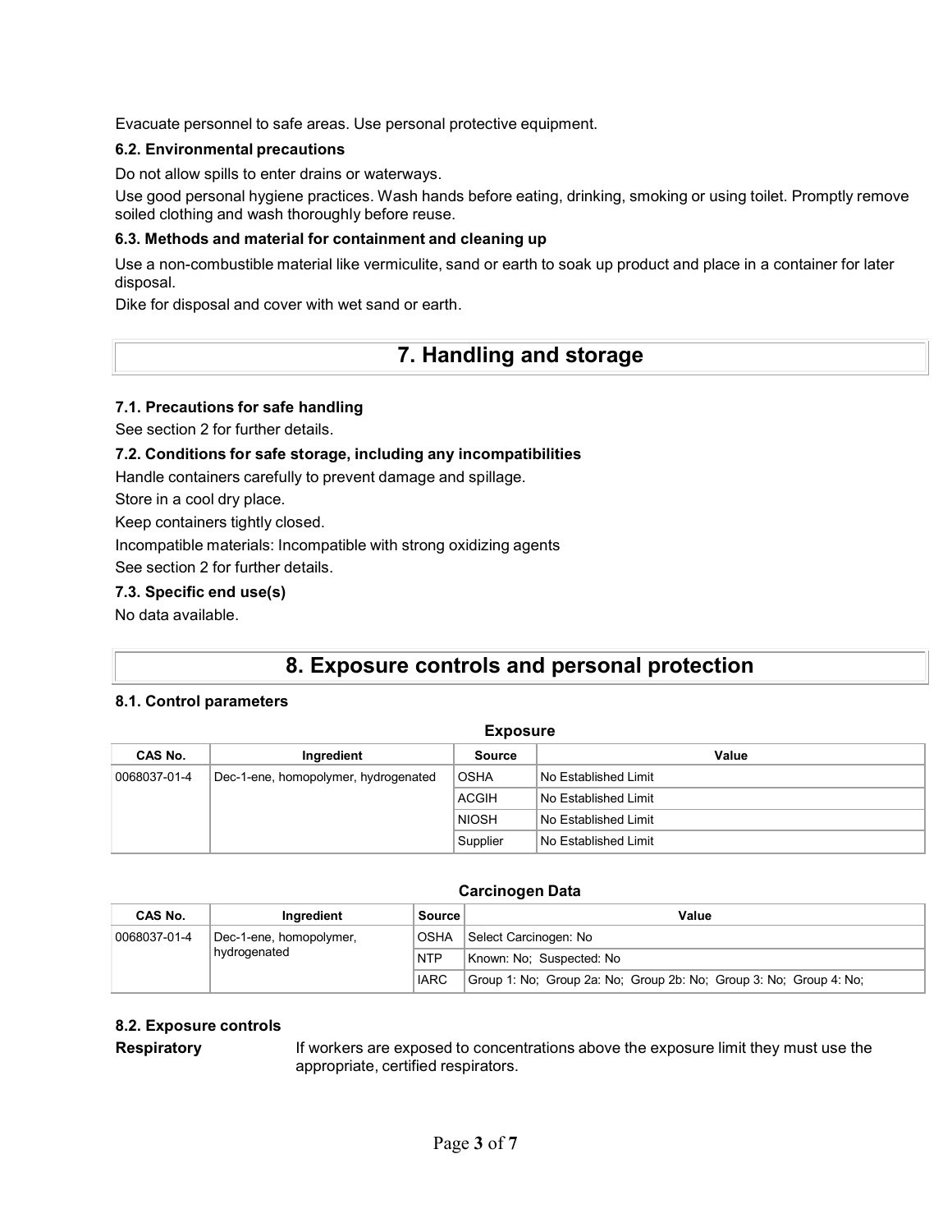Evacuate personnel to safe areas. Use personal protective equipment.

### 6.2. Environmental precautions

Do not allow spills to enter drains or waterways.

Use good personal hygiene practices. Wash hands before eating, drinking, smoking or using toilet. Promptly remove soiled clothing and wash thoroughly before reuse.

### 6.3. Methods and material for containment and cleaning up

Use a non-combustible material like vermiculite, sand or earth to soak up product and place in a container for later disposal.

Dike for disposal and cover with wet sand or earth.

## 7. Handling and storage

### 7.1. Precautions for safe handling

See section 2 for further details.

### 7.2. Conditions for safe storage, including any incompatibilities

Handle containers carefully to prevent damage and spillage.

Store in a cool dry place.

Keep containers tightly closed.

Incompatible materials: Incompatible with strong oxidizing agents

See section 2 for further details.

### 7.3. Specific end use(s)

No data available.

## 8. Exposure controls and personal protection

### 8.1. Control parameters

**Exposure**

| CAS No. | Ingredient | Source | Value |
|---|---|---|---|
| 0068037-01-4 | Dec-1-ene, homopolymer, hydrogenated | OSHA | No Established Limit |
| | | ACGIH | No Established Limit |
| | | NIOSH | No Established Limit |
| | | Supplier | No Established Limit |

**Carcinogen Data**

| CAS No. | Ingredient | Source | Value |
|---|---|---|---|
| 0068037-01-4 | Dec-1-ene, homopolymer, hydrogenated | OSHA | Select Carcinogen: No |
| | | NTP | Known: No; Suspected: No |
| | | IARC | Group 1: No; Group 2a: No; Group 2b: No; Group 3: No; Group 4: No; |

### 8.2. Exposure controls

**Respiratory** If workers are exposed to concentrations above the exposure limit they must use the appropriate, certified respirators.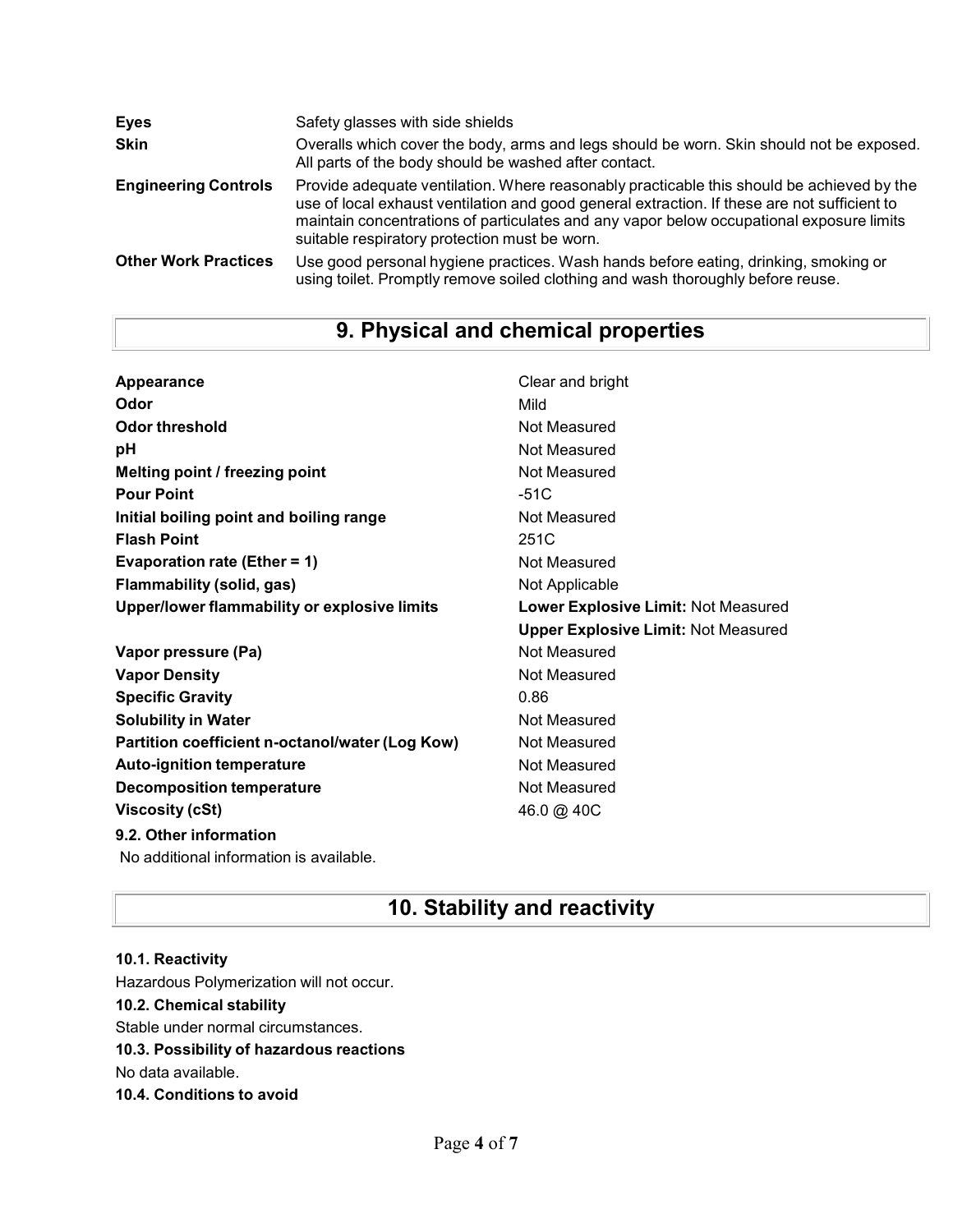| | |
|---|---|
| **Eyes** | Safety glasses with side shields |
| **Skin** | Overalls which cover the body, arms and legs should be worn. Skin should not be exposed. All parts of the body should be washed after contact. |
| **Engineering Controls** | Provide adequate ventilation. Where reasonably practicable this should be achieved by the use of local exhaust ventilation and good general extraction. If these are not sufficient to maintain concentrations of particulates and any vapor below occupational exposure limits suitable respiratory protection must be worn. |
| **Other Work Practices** | Use good personal hygiene practices. Wash hands before eating, drinking, smoking or using toilet. Promptly remove soiled clothing and wash thoroughly before reuse. |

# 9. Physical and chemical properties

| | |
|---|---|
| **Appearance** | Clear and bright |
| **Odor** | Mild |
| **Odor threshold** | Not Measured |
| **pH** | Not Measured |
| **Melting point / freezing point** | Not Measured |
| **Pour Point** | -51C |
| **Initial boiling point and boiling range** | Not Measured |
| **Flash Point** | 251C |
| **Evaporation rate (Ether = 1)** | Not Measured |
| **Flammability (solid, gas)** | Not Applicable |
| **Upper/lower flammability or explosive limits** | **Lower Explosive Limit:** Not Measured<br>**Upper Explosive Limit:** Not Measured |
| **Vapor pressure (Pa)** | Not Measured |
| **Vapor Density** | Not Measured |
| **Specific Gravity** | 0.86 |
| **Solubility in Water** | Not Measured |
| **Partition coefficient n-octanol/water (Log Kow)** | Not Measured |
| **Auto-ignition temperature** | Not Measured |
| **Decomposition temperature** | Not Measured |
| **Viscosity (cSt)** | 46.0 @ 40C |

**9.2. Other information**

No additional information is available.

# 10. Stability and reactivity

**10.1. Reactivity**

Hazardous Polymerization will not occur.

**10.2. Chemical stability**

Stable under normal circumstances.

**10.3. Possibility of hazardous reactions**

No data available.

**10.4. Conditions to avoid**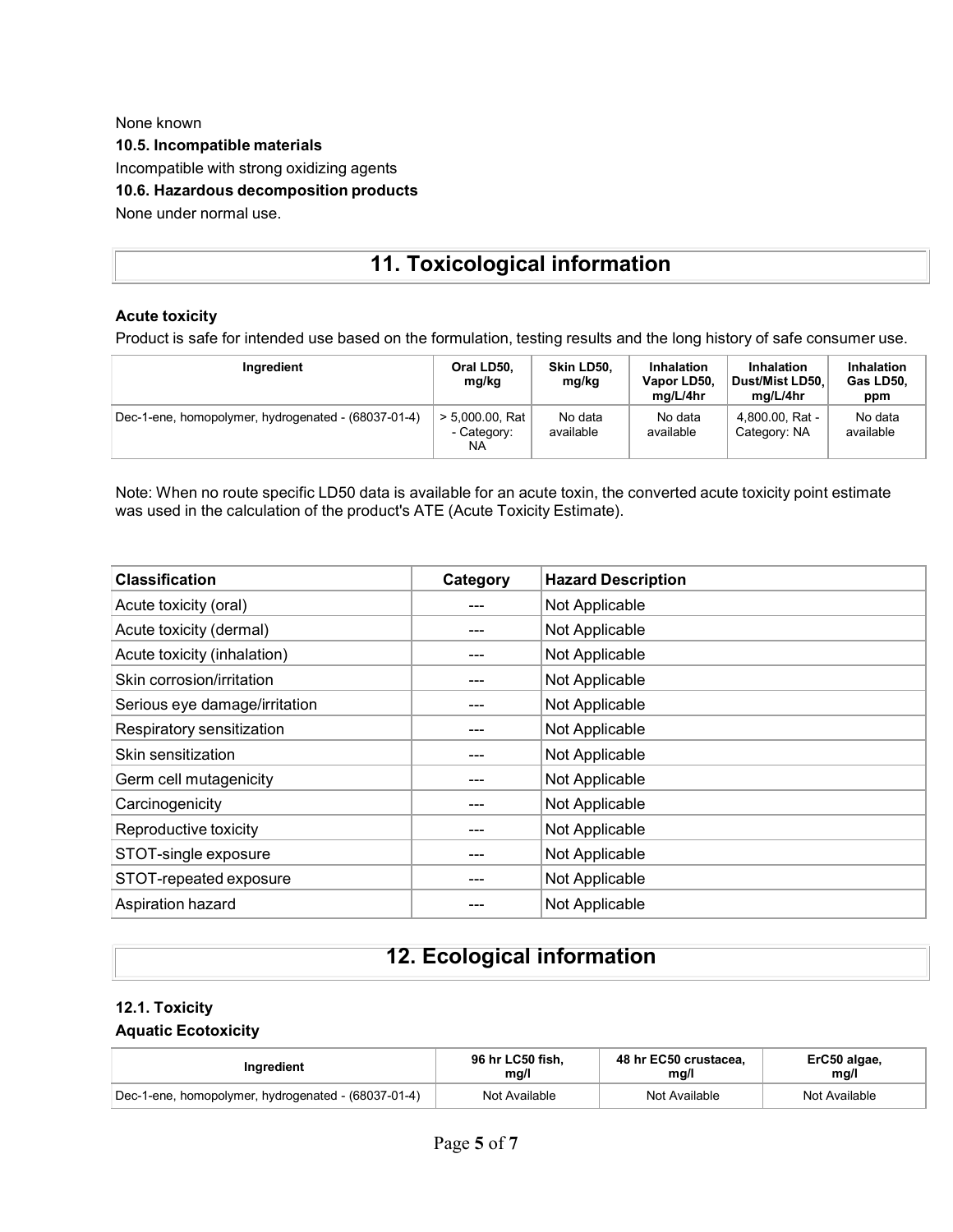None known

**10.5. Incompatible materials**

Incompatible with strong oxidizing agents

**10.6. Hazardous decomposition products**

None under normal use.

# 11. Toxicological information

**Acute toxicity**

Product is safe for intended use based on the formulation, testing results and the long history of safe consumer use.

| Ingredient | Oral LD50, mg/kg | Skin LD50, mg/kg | Inhalation Vapor LD50, mg/L/4hr | Inhalation Dust/Mist LD50, mg/L/4hr | Inhalation Gas LD50, ppm |
| --- | --- | --- | --- | --- | --- |
| Dec-1-ene, homopolymer, hydrogenated - (68037-01-4) | > 5,000.00, Rat - Category: NA | No data available | No data available | 4,800.00, Rat - Category: NA | No data available |

Note: When no route specific LD50 data is available for an acute toxin, the converted acute toxicity point estimate was used in the calculation of the product's ATE (Acute Toxicity Estimate).

| Classification | Category | Hazard Description |
| --- | --- | --- |
| Acute toxicity (oral) | --- | Not Applicable |
| Acute toxicity (dermal) | --- | Not Applicable |
| Acute toxicity (inhalation) | --- | Not Applicable |
| Skin corrosion/irritation | --- | Not Applicable |
| Serious eye damage/irritation | --- | Not Applicable |
| Respiratory sensitization | --- | Not Applicable |
| Skin sensitization | --- | Not Applicable |
| Germ cell mutagenicity | --- | Not Applicable |
| Carcinogenicity | --- | Not Applicable |
| Reproductive toxicity | --- | Not Applicable |
| STOT-single exposure | --- | Not Applicable |
| STOT-repeated exposure | --- | Not Applicable |
| Aspiration hazard | --- | Not Applicable |

# 12. Ecological information

**12.1. Toxicity**

**Aquatic Ecotoxicity**

| Ingredient | 96 hr LC50 fish, mg/l | 48 hr EC50 crustacea, mg/l | ErC50 algae, mg/l |
| --- | --- | --- | --- |
| Dec-1-ene, homopolymer, hydrogenated - (68037-01-4) | Not Available | Not Available | Not Available |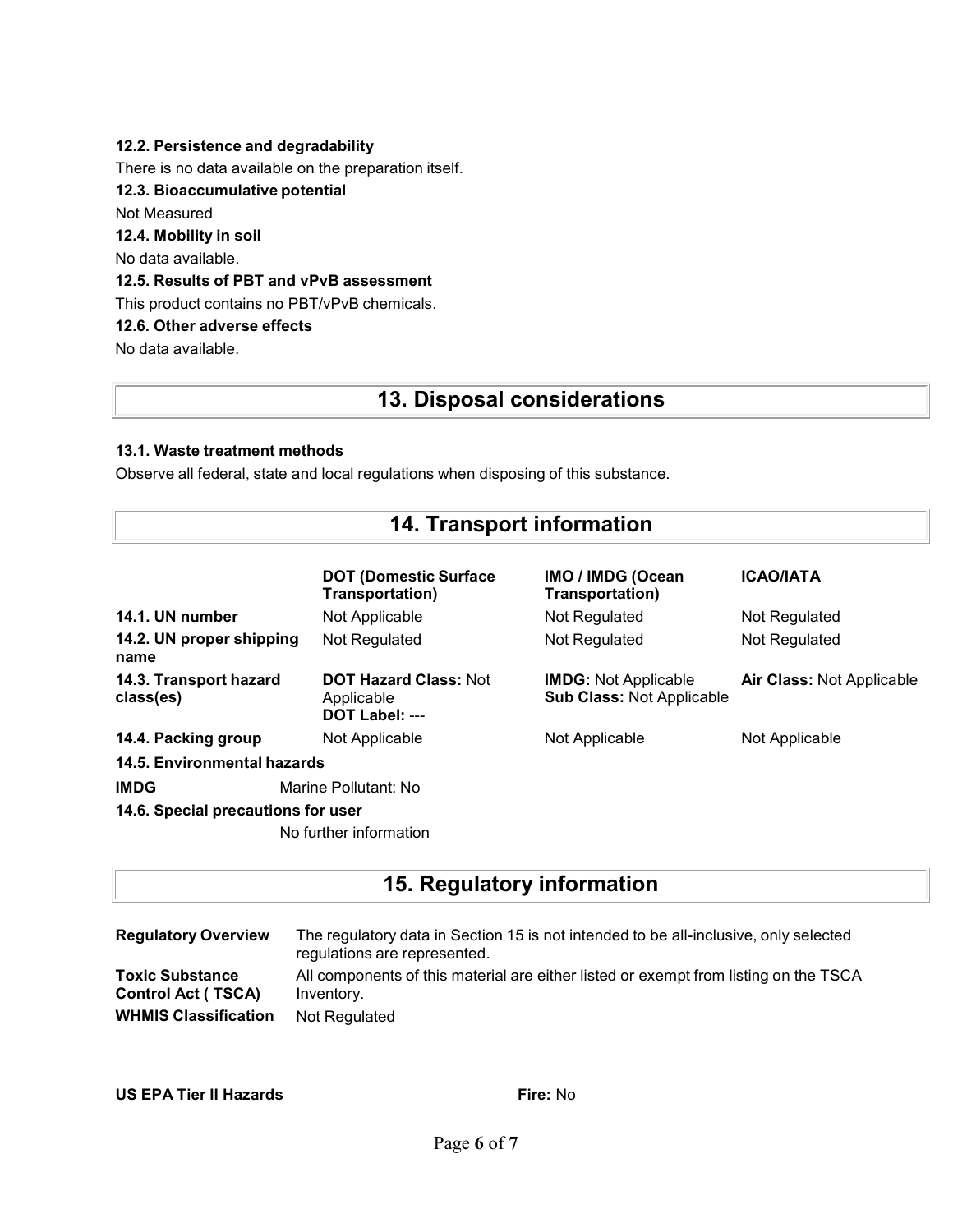**12.2. Persistence and degradability**

There is no data available on the preparation itself.

**12.3. Bioaccumulative potential**

Not Measured

**12.4. Mobility in soil**

No data available.

**12.5. Results of PBT and vPvB assessment**

This product contains no PBT/vPvB chemicals.

**12.6. Other adverse effects**

No data available.

## 13. Disposal considerations

**13.1. Waste treatment methods**

Observe all federal, state and local regulations when disposing of this substance.

## 14. Transport information

| | DOT (Domestic Surface Transportation) | IMO / IMDG (Ocean Transportation) | ICAO/IATA |
|---|---|---|---|
| **14.1. UN number** | Not Applicable | Not Regulated | Not Regulated |
| **14.2. UN proper shipping name** | Not Regulated | Not Regulated | Not Regulated |
| **14.3. Transport hazard class(es)** | **DOT Hazard Class:** Not Applicable **DOT Label:** --- | **IMDG:** Not Applicable **Sub Class:** Not Applicable | **Air Class:** Not Applicable |
| **14.4. Packing group** | Not Applicable | Not Applicable | Not Applicable |

**14.5. Environmental hazards**

**IMDG** Marine Pollutant: No

**14.6. Special precautions for user**

No further information

## 15. Regulatory information

| | |
|---|---|
| **Regulatory Overview** | The regulatory data in Section 15 is not intended to be all-inclusive, only selected regulations are represented. |
| **Toxic Substance Control Act ( TSCA)** | All components of this material are either listed or exempt from listing on the TSCA Inventory. |
| **WHMIS Classification** | Not Regulated |

**US EPA Tier II Hazards** **Fire:** No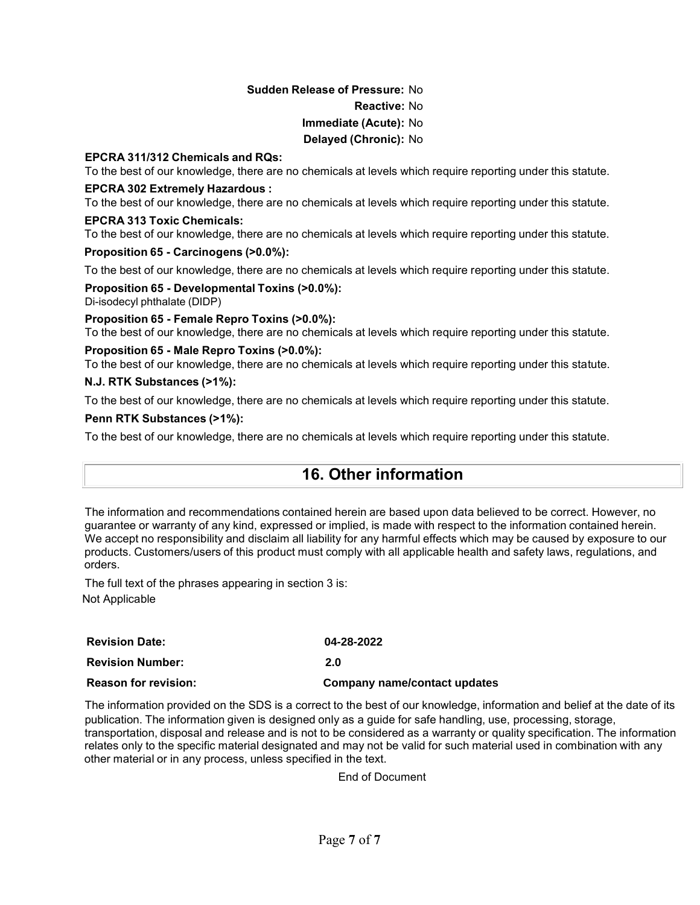**Sudden Release of Pressure:** No

**Reactive:** No

**Immediate (Acute):** No

**Delayed (Chronic):** No

**EPCRA 311/312 Chemicals and RQs:**

To the best of our knowledge, there are no chemicals at levels which require reporting under this statute.

**EPCRA 302 Extremely Hazardous :**

To the best of our knowledge, there are no chemicals at levels which require reporting under this statute.

**EPCRA 313 Toxic Chemicals:**

To the best of our knowledge, there are no chemicals at levels which require reporting under this statute.

**Proposition 65 - Carcinogens (>0.0%):**

To the best of our knowledge, there are no chemicals at levels which require reporting under this statute.

**Proposition 65 - Developmental Toxins (>0.0%):**

Di-isodecyl phthalate (DIDP)

**Proposition 65 - Female Repro Toxins (>0.0%):**

To the best of our knowledge, there are no chemicals at levels which require reporting under this statute.

**Proposition 65 - Male Repro Toxins (>0.0%):**

To the best of our knowledge, there are no chemicals at levels which require reporting under this statute.

**N.J. RTK Substances (>1%):**

To the best of our knowledge, there are no chemicals at levels which require reporting under this statute.

**Penn RTK Substances (>1%):**

To the best of our knowledge, there are no chemicals at levels which require reporting under this statute.

## 16. Other information

The information and recommendations contained herein are based upon data believed to be correct. However, no guarantee or warranty of any kind, expressed or implied, is made with respect to the information contained herein. We accept no responsibility and disclaim all liability for any harmful effects which may be caused by exposure to our products. Customers/users of this product must comply with all applicable health and safety laws, regulations, and orders.

The full text of the phrases appearing in section 3 is:

Not Applicable

| | |
|---|---|
| **Revision Date:** | **04-28-2022** |
| **Revision Number:** | **2.0** |
| **Reason for revision:** | **Company name/contact updates** |

The information provided on the SDS is a correct to the best of our knowledge, information and belief at the date of its publication. The information given is designed only as a guide for safe handling, use, processing, storage, transportation, disposal and release and is not to be considered as a warranty or quality specification. The information relates only to the specific material designated and may not be valid for such material used in combination with any other material or in any process, unless specified in the text.

End of Document